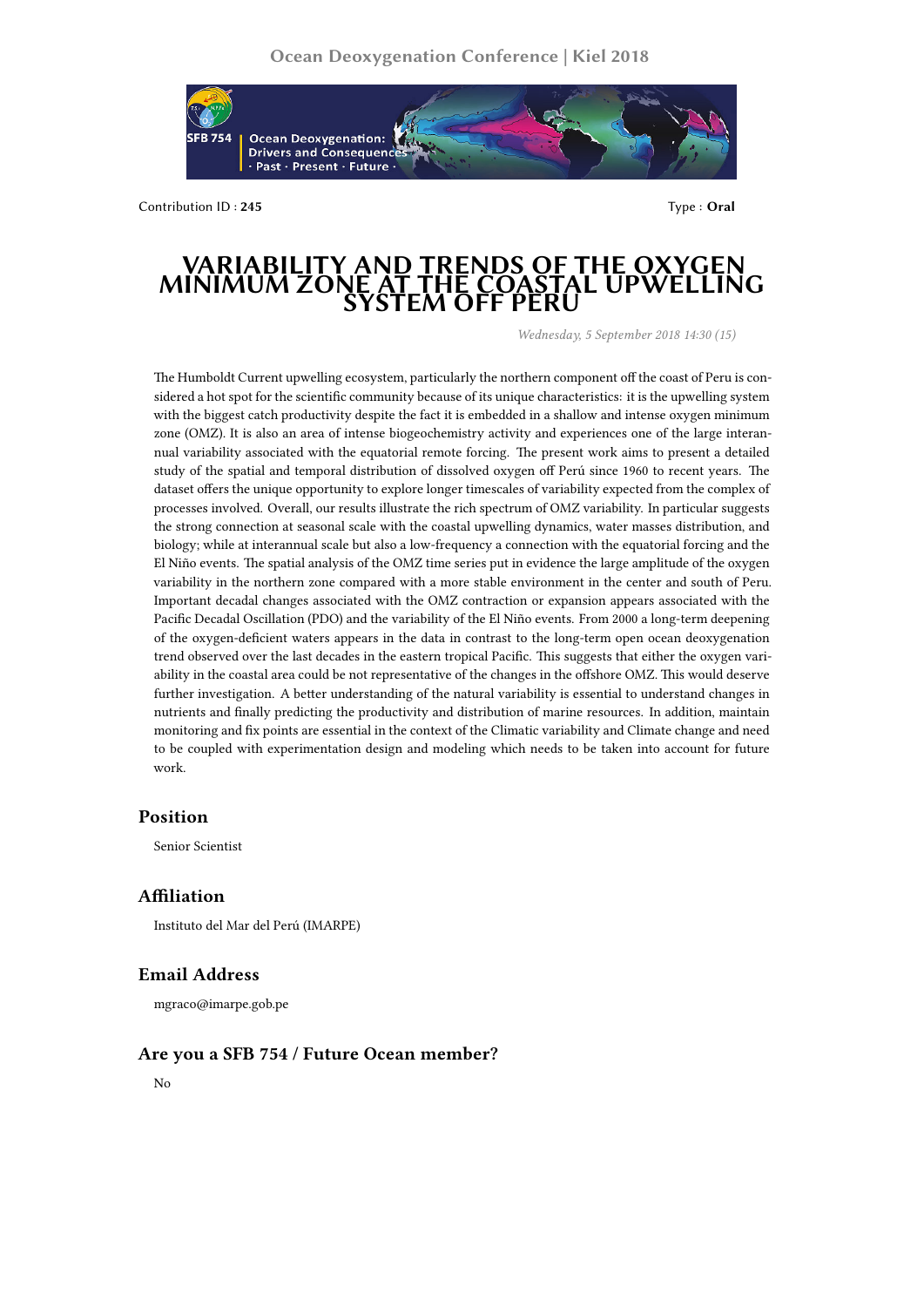Contribution ID : **245**

Type : **Oral**

# VARIABILITY AND TRENDS OF THE OXYGEN MINIMUM ZONE AT THE COASTAL UPWELLING SYSTEM OFF PERU

*Wednesday, 5 September 2018 14:30 (15)*

The Humboldt Current upwelling ecosystem, particularly the northern component off the coast of Peru is considered a hot spot for the scientific community because of its unique characteristics: it is the upwelling system with the biggest catch productivity despite the fact it is embedded in a shallow and intense oxygen minimum zone (OMZ). It is also an area of intense biogeochemistry activity and experiences one of the large interannual variability associated with the equatorial remote forcing. The present work aims to present a detailed study of the spatial and temporal distribution of dissolved oxygen off Perú since 1960 to recent years. The dataset offers the unique opportunity to explore longer timescales of variability expected from the complex of processes involved. Overall, our results illustrate the rich spectrum of OMZ variability. In particular suggests the strong connection at seasonal scale with the coastal upwelling dynamics, water masses distribution, and biology; while at interannual scale but also a low-frequency a connection with the equatorial forcing and the El Niño events. The spatial analysis of the OMZ time series put in evidence the large amplitude of the oxygen variability in the northern zone compared with a more stable environment in the center and south of Peru. Important decadal changes associated with the OMZ contraction or expansion appears associated with the Pacific Decadal Oscillation (PDO) and the variability of the El Niño events. From 2000 a long-term deepening of the oxygen-deficient waters appears in the data in contrast to the long-term open ocean deoxygenation trend observed over the last decades in the eastern tropical Pacific. This suggests that either the oxygen variability in the coastal area could be not representative of the changes in the offshore OMZ. This would deserve further investigation. A better understanding of the natural variability is essential to understand changes in nutrients and finally predicting the productivity and distribution of marine resources. In addition, maintain monitoring and fix points are essential in the context of the Climatic variability and Climate change and need to be coupled with experimentation design and modeling which needs to be taken into account for future work.

## Position

Senior Scientist

## Affiliation

Instituto del Mar del Perú (IMARPE)

## Email Address

mgraco@imarpe.gob.pe

## Are you a SFB 754 / Future Ocean member?

No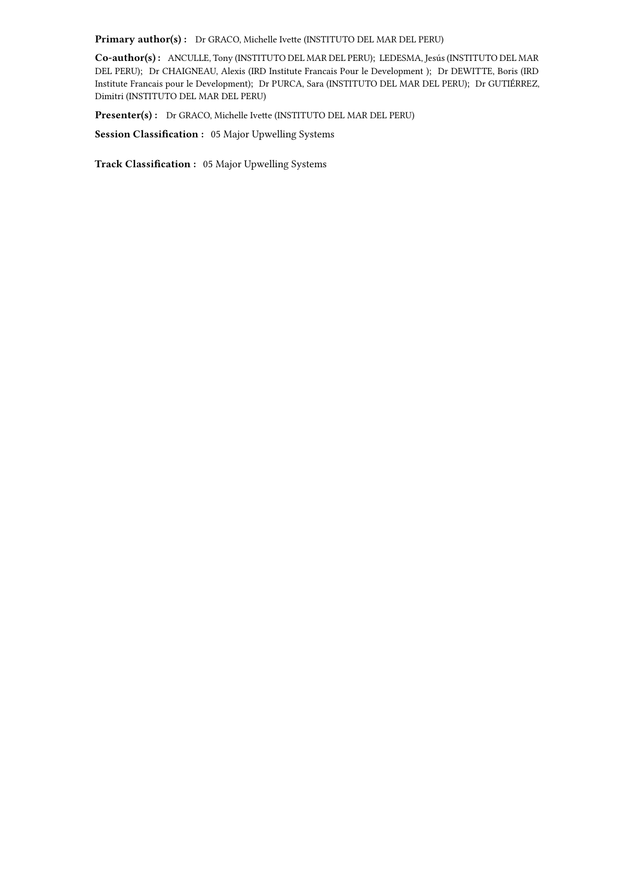**Primary author(s) :** Dr GRACO, Michelle Ivette (INSTITUTO DEL MAR DEL PERU)

**Co-author(s) :** ANCULLE, Tony (INSTITUTO DEL MAR DEL PERU); LEDESMA, Jesús (INSTITUTO DEL MAR DEL PERU); Dr CHAIGNEAU, Alexis (IRD Institute Francais Pour le Development ); Dr DEWITTE, Boris (IRD Institute Francais pour le Development); Dr PURCA, Sara (INSTITUTO DEL MAR DEL PERU); Dr GUTIÉRREZ, Dimitri (INSTITUTO DEL MAR DEL PERU)

**Presenter(s) :** Dr GRACO, Michelle Ivette (INSTITUTO DEL MAR DEL PERU)

**Session Classification :** 05 Major Upwelling Systems

**Track Classification :** 05 Major Upwelling Systems